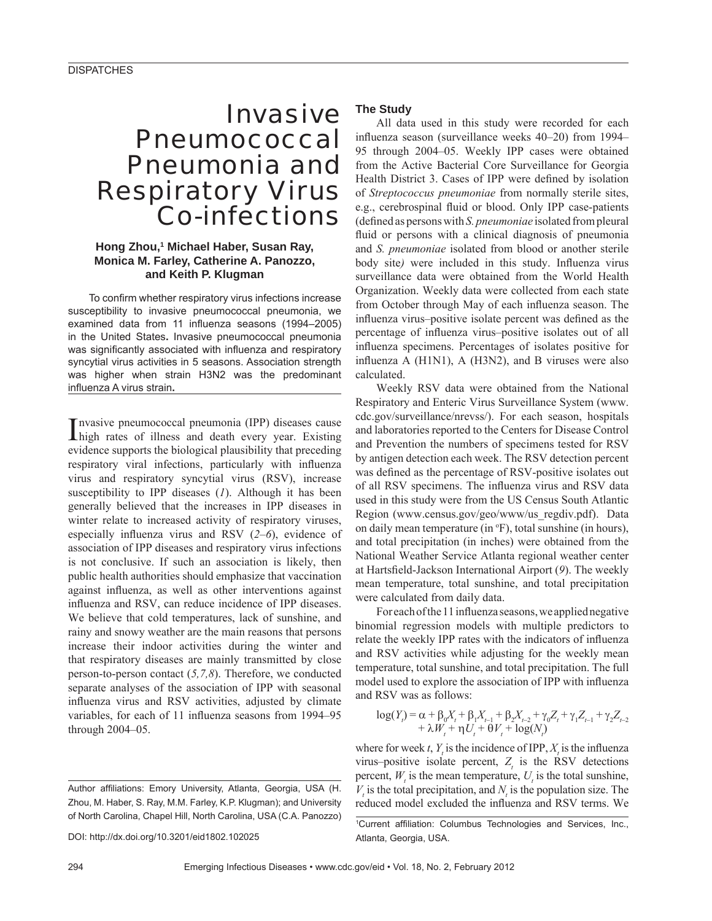# Invasive Pneumococcal Pneumonia and Respiratory Virus Co-infections

**Hong Zhou,[1] Michael Haber, Susan Ray, Monica M. Farley, Catherine A. Panozzo, and Keith P. Klugman**

To confirm whether respiratory virus infections increase susceptibility to invasive pneumococcal pneumonia, we examined data from 11 influenza seasons (1994–2005) in the United States. Invasive pneumococcal pneumonia was significantly associated with influenza and respiratory syncytial virus activities in 5 seasons. Association strength was higher when strain H3N2 was the predominant influenza A virus strain.

Invasive pneumococcal pneumonia (IPP) diseases cause high rates of illness and death every year. Existing evidence supports the biological plausibility that preceding respiratory viral infections, particularly with influenza virus and respiratory syncytial virus (RSV), increase susceptibility to IPP diseases (*1*). Although it has been generally believed that the increases in IPP diseases in winter relate to increased activity of respiratory viruses, especially influenza virus and RSV (*2–6*), evidence of association of IPP diseases and respiratory virus infections is not conclusive. If such an association is likely, then public health authorities should emphasize that vaccination against influenza, as well as other interventions against influenza and RSV, can reduce incidence of IPP diseases. We believe that cold temperatures, lack of sunshine, and rainy and snowy weather are the main reasons that persons increase their indoor activities during the winter and that respiratory diseases are mainly transmitted by close person-to-person contact (*5,7,8*). Therefore, we conducted separate analyses of the association of IPP with seasonal influenza virus and RSV activities, adjusted by climate variables, for each of 11 influenza seasons from 1994–95 through 2004–05.

## The Study

All data used in this study were recorded for each influenza season (surveillance weeks 40–20) from 1994–95 through 2004–05. Weekly IPP cases were obtained from the Active Bacterial Core Surveillance for Georgia Health District 3. Cases of IPP were defined by isolation of *Streptococcus pneumoniae* from normally sterile sites, e.g., cerebrospinal fluid or blood. Only IPP case-patients (defined as persons with *S. pneumoniae* isolated from pleural fluid or persons with a clinical diagnosis of pneumonia and *S. pneumoniae* isolated from blood or another sterile body site) were included in this study. Influenza virus surveillance data were obtained from the World Health Organization. Weekly data were collected from each state from October through May of each influenza season. The influenza virus–positive isolate percent was defined as the percentage of influenza virus–positive isolates out of all influenza specimens. Percentages of isolates positive for influenza A (H1N1), A (H3N2), and B viruses were also calculated.

Weekly RSV data were obtained from the National Respiratory and Enteric Virus Surveillance System (www.cdc.gov/surveillance/nrevss/). For each season, hospitals and laboratories reported to the Centers for Disease Control and Prevention the numbers of specimens tested for RSV by antigen detection each week. The RSV detection percent was defined as the percentage of RSV-positive isolates out of all RSV specimens. The influenza virus and RSV data used in this study were from the US Census South Atlantic Region (www.census.gov/geo/www/us_regdiv.pdf). Data on daily mean temperature (in °F), total sunshine (in hours), and total precipitation (in inches) were obtained from the National Weather Service Atlanta regional weather center at Hartsfield-Jackson International Airport (*9*). The weekly mean temperature, total sunshine, and total precipitation were calculated from daily data.

For each of the 11 influenza seasons, we applied negative binomial regression models with multiple predictors to relate the weekly IPP rates with the indicators of influenza and RSV activities while adjusting for the weekly mean temperature, total sunshine, and total precipitation. The full model used to explore the association of IPP with influenza and RSV was as follows:

$$\log(Y_t) = \alpha + \beta_0 X_t + \beta_1 X_{t-1} + \beta_2 X_{t-2} + \gamma_0 Z_t + \gamma_1 Z_{t-1} + \gamma_2 Z_{t-2} + \lambda W_t + \eta U_t + \theta V_t + \log(N_t)$$

where for week $t$, $Y_t$ is the incidence of IPP, $X_t$ is the influenza virus–positive isolate percent, $Z_t$ is the RSV detections percent, $W_t$ is the mean temperature, $U_t$ is the total sunshine, $V_t$ is the total precipitation, and $N_t$ is the population size. The reduced model excluded the influenza and RSV terms. We

Author affiliations: Emory University, Atlanta, Georgia, USA (H. Zhou, M. Haber, S. Ray, M.M. Farley, K.P. Klugman); and University of North Carolina, Chapel Hill, North Carolina, USA (C.A. Panozzo)

DOI: http://dx.doi.org/10.3201/eid1802.102025

[1]Current affiliation: Columbus Technologies and Services, Inc., Atlanta, Georgia, USA.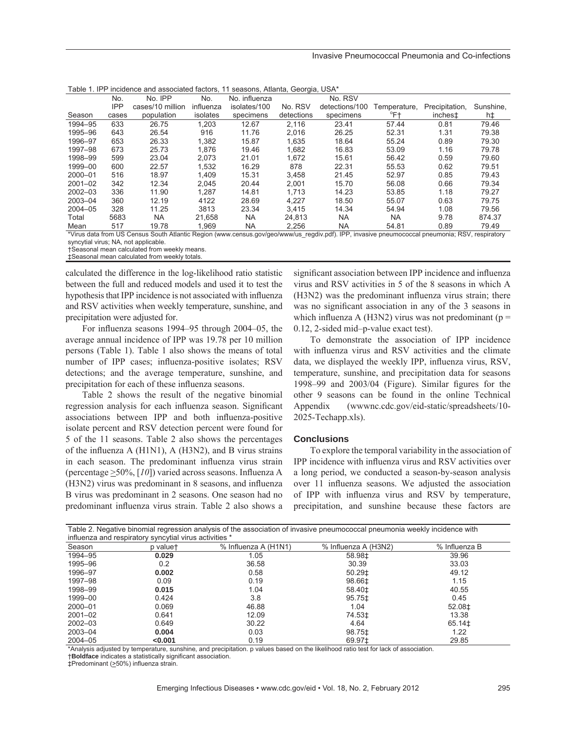Table 1. IPP incidence and associated factors, 11 seasons, Atlanta, Georgia, USA*

| Season | No. IPP cases | No. IPP cases/10 million population | No. influenza isolates | No. influenza isolates/100 specimens | No. RSV detections | No. RSV detections/100 specimens | Temperature, °F† | Precipitation, inches‡ | Sunshine, h‡ |
|---|---|---|---|---|---|---|---|---|---|
| 1994–95 | 633 | 26.75 | 1,203 | 12.67 | 2,116 | 23.41 | 57.44 | 0.81 | 79.46 |
| 1995–96 | 643 | 26.54 | 916 | 11.76 | 2,016 | 26.25 | 52.31 | 1.31 | 79.38 |
| 1996–97 | 653 | 26.33 | 1,382 | 15.87 | 1,635 | 18.64 | 55.24 | 0.89 | 79.30 |
| 1997–98 | 673 | 25.73 | 1,876 | 19.46 | 1,682 | 16.83 | 53.09 | 1.16 | 79.78 |
| 1998–99 | 599 | 23.04 | 2,073 | 21.01 | 1,672 | 15.61 | 56.42 | 0.59 | 79.60 |
| 1999–00 | 600 | 22.57 | 1,532 | 16.29 | 878 | 22.31 | 55.53 | 0.62 | 79.51 |
| 2000–01 | 516 | 18.97 | 1,409 | 15.31 | 3,458 | 21.45 | 52.97 | 0.85 | 79.43 |
| 2001–02 | 342 | 12.34 | 2,045 | 20.44 | 2,001 | 15.70 | 56.08 | 0.66 | 79.34 |
| 2002–03 | 336 | 11.90 | 1,287 | 14.81 | 1,713 | 14.23 | 53.85 | 1.18 | 79.27 |
| 2003–04 | 360 | 12.19 | 4122 | 28.69 | 4,227 | 18.50 | 55.07 | 0.63 | 79.75 |
| 2004–05 | 328 | 11.25 | 3813 | 23.34 | 3,415 | 14.34 | 54.94 | 1.08 | 79.56 |
| Total | 5683 | NA | 21,658 | NA | 24,813 | NA | NA | 9.78 | 874.37 |
| Mean | 517 | 19.78 | 1,969 | NA | 2,256 | NA | 54.81 | 0.89 | 79.49 |

*Virus data from US Census South Atlantic Region (www.census.gov/geo/www/us_regdiv.pdf). IPP, invasive pneumococcal pneumonia; RSV, respiratory syncytial virus; NA, not applicable.
†Seasonal mean calculated from weekly means.
‡Seasonal mean calculated from weekly totals.

calculated the difference in the log-likelihood ratio statistic between the full and reduced models and used it to test the hypothesis that IPP incidence is not associated with influenza and RSV activities when weekly temperature, sunshine, and precipitation were adjusted for.

For influenza seasons 1994–95 through 2004–05, the average annual incidence of IPP was 19.78 per 10 million persons (Table 1). Table 1 also shows the means of total number of IPP cases; influenza-positive isolates; RSV detections; and the average temperature, sunshine, and precipitation for each of these influenza seasons.

Table 2 shows the result of the negative binomial regression analysis for each influenza season. Significant associations between IPP and both influenza-positive isolate percent and RSV detection percent were found for 5 of the 11 seasons. Table 2 also shows the percentages of the influenza A (H1N1), A (H3N2), and B virus strains in each season. The predominant influenza virus strain (percentage ≥50%, [10]) varied across seasons. Influenza A (H3N2) virus was predominant in 8 seasons, and influenza B virus was predominant in 2 seasons. One season had no predominant influenza virus strain. Table 2 also shows a significant association between IPP incidence and influenza virus and RSV activities in 5 of the 8 seasons in which A (H3N2) was the predominant influenza virus strain; there was no significant association in any of the 3 seasons in which influenza A (H3N2) virus was not predominant ($p = 0.12$, 2-sided mid–p-value exact test).

To demonstrate the association of IPP incidence with influenza virus and RSV activities and the climate data, we displayed the weekly IPP, influenza virus, RSV, temperature, sunshine, and precipitation data for seasons 1998–99 and 2003/04 (Figure). Similar figures for the other 9 seasons can be found in the online Technical Appendix (wwwnc.cdc.gov/eid-static/spreadsheets/10-2025-Techapp.xls).

## Conclusions

To explore the temporal variability in the association of IPP incidence with influenza virus and RSV activities over a long period, we conducted a season-by-season analysis over 11 influenza seasons. We adjusted the association of IPP with influenza virus and RSV by temperature, precipitation, and sunshine because these factors are

Table 2. Negative binomial regression analysis of the association of invasive pneumococcal pneumonia weekly incidence with influenza and respiratory syncytial virus activities *

| Season | p value† | % Influenza A (H1N1) | % Influenza A (H3N2) | % Influenza B |
|---|---|---|---|---|
| 1994–95 | **0.029** | 1.05 | 58.98‡ | 39.96 |
| 1995–96 | 0.2 | 36.58 | 30.39 | 33.03 |
| 1996–97 | **0.002** | 0.58 | 50.29‡ | 49.12 |
| 1997–98 | 0.09 | 0.19 | 98.66‡ | 1.15 |
| 1998–99 | **0.015** | 1.04 | 58.40‡ | 40.55 |
| 1999–00 | 0.424 | 3.8 | 95.75‡ | 0.45 |
| 2000–01 | 0.069 | 46.88 | 1.04 | 52.08‡ |
| 2001–02 | 0.641 | 12.09 | 74.53‡ | 13.38 |
| 2002–03 | 0.649 | 30.22 | 4.64 | 65.14‡ |
| 2003–04 | **0.004** | 0.03 | 98.75‡ | 1.22 |
| 2004–05 | **<0.001** | 0.19 | 69.97‡ | 29.85 |

*Analysis adjusted by temperature, sunshine, and precipitation. p values based on the likelihood ratio test for lack of association.
†**Boldface** indicates a statistically significant association.
‡Predominant (≥50%) influenza strain.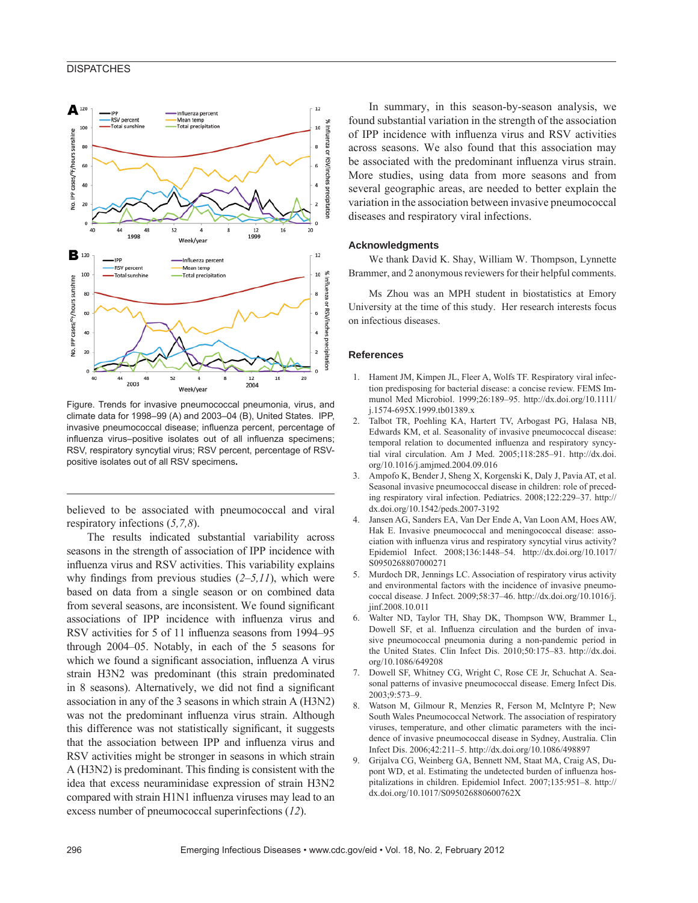Figure. Trends for invasive pneumococcal pneumonia, virus, and climate data for 1998–99 (A) and 2003–04 (B), United States. IPP, invasive pneumococcal disease; influenza percent, percentage of influenza virus–positive isolates out of all influenza specimens; RSV, respiratory syncytial virus; RSV percent, percentage of RSV-positive isolates out of all RSV specimens.

believed to be associated with pneumococcal and viral respiratory infections (*5,7,8*).

The results indicated substantial variability across seasons in the strength of association of IPP incidence with influenza virus and RSV activities. This variability explains why findings from previous studies (*2–5,11*), which were based on data from a single season or on combined data from several seasons, are inconsistent. We found significant associations of IPP incidence with influenza virus and RSV activities for 5 of 11 influenza seasons from 1994–95 through 2004–05. Notably, in each of the 5 seasons for which we found a significant association, influenza A virus strain H3N2 was predominant (this strain predominated in 8 seasons). Alternatively, we did not find a significant association in any of the 3 seasons in which strain A (H3N2) was not the predominant influenza virus strain. Although this difference was not statistically significant, it suggests that the association between IPP and influenza virus and RSV activities might be stronger in seasons in which strain A (H3N2) is predominant. This finding is consistent with the idea that excess neuraminidase expression of strain H3N2 compared with strain H1N1 influenza viruses may lead to an excess number of pneumococcal superinfections (*12*).

In summary, in this season-by-season analysis, we found substantial variation in the strength of the association of IPP incidence with influenza virus and RSV activities across seasons. We also found that this association may be associated with the predominant influenza virus strain. More studies, using data from more seasons and from several geographic areas, are needed to better explain the variation in the association between invasive pneumococcal diseases and respiratory viral infections.

## Acknowledgments

We thank David K. Shay, William W. Thompson, Lynnette Brammer, and 2 anonymous reviewers for their helpful comments.

Ms Zhou was an MPH student in biostatistics at Emory University at the time of this study. Her research interests focus on infectious diseases.

## References

1. Hament JM, Kimpen JL, Fleer A, Wolfs TF. Respiratory viral infection predisposing for bacterial disease: a concise review. FEMS Immunol Med Microbiol. 1999;26:189–95. http://dx.doi.org/10.1111/j.1574-695X.1999.tb01389.x
2. Talbot TR, Poehling KA, Hartert TV, Arbogast PG, Halasa NB, Edwards KM, et al. Seasonality of invasive pneumococcal disease: temporal relation to documented influenza and respiratory syncytial viral circulation. Am J Med. 2005;118:285–91. http://dx.doi.org/10.1016/j.amjmed.2004.09.016
3. Ampofo K, Bender J, Sheng X, Korgenski K, Daly J, Pavia AT, et al. Seasonal invasive pneumococcal disease in children: role of preceding respiratory viral infection. Pediatrics. 2008;122:229–37. http://dx.doi.org/10.1542/peds.2007-3192
4. Jansen AG, Sanders EA, Van Der Ende A, Van Loon AM, Hoes AW, Hak E. Invasive pneumococcal and meningococcal disease: association with influenza virus and respiratory syncytial virus activity? Epidemiol Infect. 2008;136:1448–54. http://dx.doi.org/10.1017/S0950268807000271
5. Murdoch DR, Jennings LC. Association of respiratory virus activity and environmental factors with the incidence of invasive pneumococcal disease. J Infect. 2009;58:37–46. http://dx.doi.org/10.1016/j.jinf.2008.10.011
6. Walter ND, Taylor TH, Shay DK, Thompson WW, Brammer L, Dowell SF, et al. Influenza circulation and the burden of invasive pneumococcal pneumonia during a non-pandemic period in the United States. Clin Infect Dis. 2010;50:175–83. http://dx.doi.org/10.1086/649208
7. Dowell SF, Whitney CG, Wright C, Rose CE Jr, Schuchat A. Seasonal patterns of invasive pneumococcal disease. Emerg Infect Dis. 2003;9:573–9.
8. Watson M, Gilmour R, Menzies R, Ferson M, McIntyre P; New South Wales Pneumococcal Network. The association of respiratory viruses, temperature, and other climatic parameters with the incidence of invasive pneumococcal disease in Sydney, Australia. Clin Infect Dis. 2006;42:211–5. http://dx.doi.org/10.1086/498897
9. Grijalva CG, Weinberg GA, Bennett NM, Staat MA, Craig AS, Dupont WD, et al. Estimating the undetected burden of influenza hospitalizations in children. Epidemiol Infect. 2007;135:951–8. http://dx.doi.org/10.1017/S095026880600762X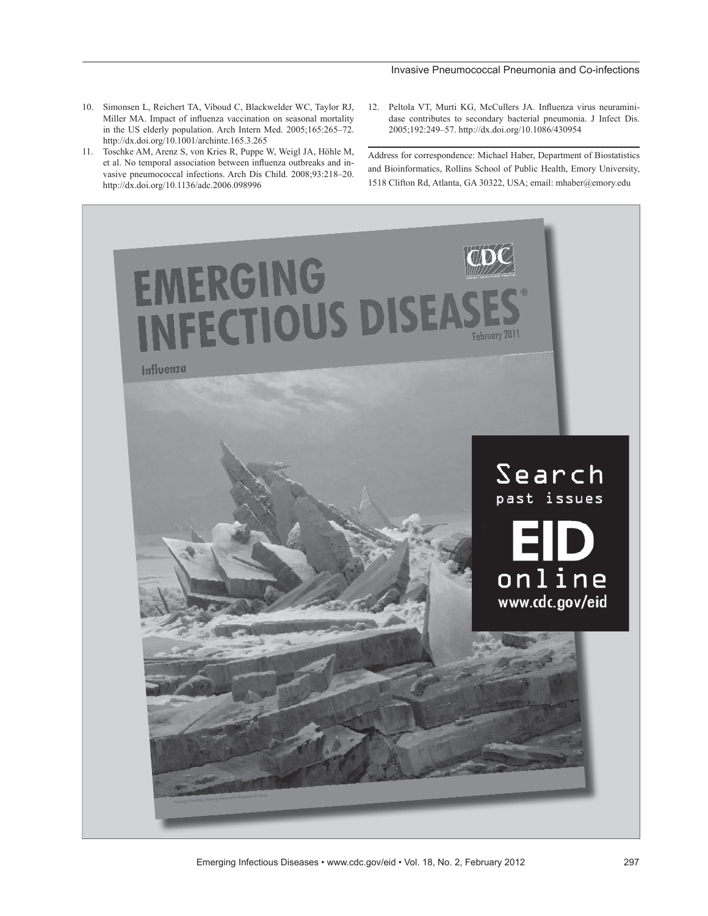10. Simonsen L, Reichert TA, Viboud C, Blackwelder WC, Taylor RJ, Miller MA. Impact of influenza vaccination on seasonal mortality in the US elderly population. Arch Intern Med. 2005;165:265–72. http://dx.doi.org/10.1001/archinte.165.3.265
11. Toschke AM, Arenz S, von Kries R, Puppe W, Weigl JA, Höhle M, et al. No temporal association between influenza outbreaks and invasive pneumococcal infections. Arch Dis Child. 2008;93:218–20. http://dx.doi.org/10.1136/adc.2006.098996
12. Peltola VT, Murti KG, McCullers JA. Influenza virus neuraminidase contributes to secondary bacterial pneumonia. J Infect Dis. 2005;192:249–57. http://dx.doi.org/10.1086/430954

Address for correspondence: Michael Haber, Department of Biostatistics and Bioinformatics, Rollins School of Public Health, Emory University, 1518 Clifton Rd, Atlanta, GA 30322, USA; email: mhaber@emory.edu

EMERGING INFECTIOUS DISEASES®

February 2011

Influenza

Search past issues

EID online

www.cdc.gov/eid